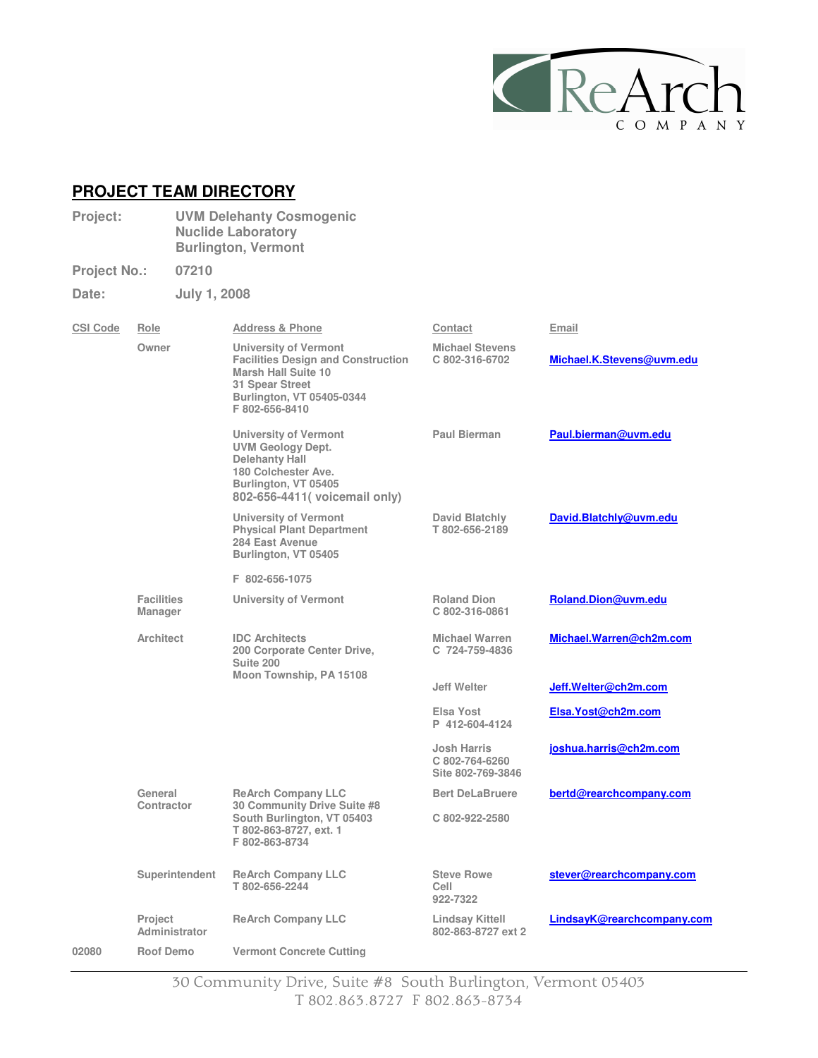ReArch COMPANY

## PROJECT TEAM DIRECTORY

**Project:** UVM Delehanty Cosmogenic Nuclide Laboratory Burlington, Vermont

**Project No.:** 07210

**Date:** July 1, 2008

| CSI Code | Role | Address & Phone | Contact | Email |
|---|---|---|---|---|
| | Owner | University of Vermont<br>Facilities Design and Construction<br>Marsh Hall Suite 10<br>31 Spear Street<br>Burlington, VT 05405-0344<br>F 802-656-8410 | Michael Stevens<br>C 802-316-6702 | Michael.K.Stevens@uvm.edu |
| | | University of Vermont<br>UVM Geology Dept.<br>Delehanty Hall<br>180 Colchester Ave.<br>Burlington, VT 05405<br>802-656-4411( voicemail only) | Paul Bierman | Paul.bierman@uvm.edu |
| | | University of Vermont<br>Physical Plant Department<br>284 East Avenue<br>Burlington, VT 05405<br><br>F 802-656-1075 | David Blatchly<br>T 802-656-2189 | David.Blatchly@uvm.edu |
| | Facilities Manager | University of Vermont | Roland Dion<br>C 802-316-0861 | Roland.Dion@uvm.edu |
| | Architect | IDC Architects<br>200 Corporate Center Drive,<br>Suite 200<br>Moon Township, PA 15108 | Michael Warren<br>C 724-759-4836 | Michael.Warren@ch2m.com |
| | | | Jeff Welter | Jeff.Welter@ch2m.com |
| | | | Elsa Yost<br>P 412-604-4124 | Elsa.Yost@ch2m.com |
| | | | Josh Harris<br>C 802-764-6260<br>Site 802-769-3846 | joshua.harris@ch2m.com |
| | General Contractor | ReArch Company LLC<br>30 Community Drive Suite #8<br>South Burlington, VT 05403<br>T 802-863-8727, ext. 1<br>F 802-863-8734 | Bert DeLaBruere<br><br>C 802-922-2580 | bertd@rearchcompany.com |
| | Superintendent | ReArch Company LLC<br>T 802-656-2244 | Steve Rowe<br>Cell<br>922-7322 | stever@rearchcompany.com |
| | Project Administrator | ReArch Company LLC | Lindsay Kittell<br>802-863-8727 ext 2 | LindsayK@rearchcompany.com |
| 02080 | Roof Demo | Vermont Concrete Cutting | | |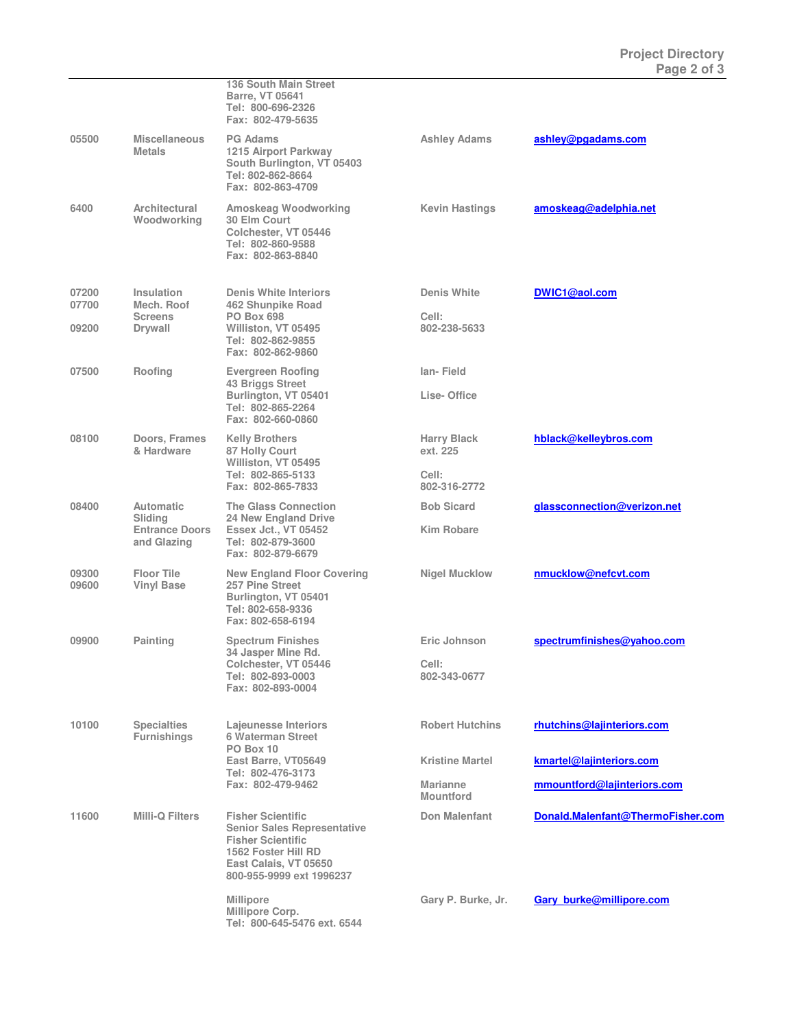| | | | | |
|---|---|---|---|---|
| | | 136 South Main Street<br>Barre, VT 05641<br>Tel: 800-696-2326<br>Fax: 802-479-5635 | | |
| 05500 | Miscellaneous Metals | PG Adams<br>1215 Airport Parkway<br>South Burlington, VT 05403<br>Tel: 802-862-8664<br>Fax: 802-863-4709 | Ashley Adams | ashley@pgadams.com |
| 6400 | Architectural Woodworking | Amoskeag Woodworking<br>30 Elm Court<br>Colchester, VT 05446<br>Tel: 802-860-9588<br>Fax: 802-863-8840 | Kevin Hastings | amoskeag@adelphia.net |
| 07200<br>07700<br><br>09200 | Insulation<br>Mech. Roof Screens<br>Drywall | Denis White Interiors<br>462 Shunpike Road<br>PO Box 698<br>Williston, VT 05495<br>Tel: 802-862-9855<br>Fax: 802-862-9860 | Denis White<br><br>Cell:<br>802-238-5633 | DWIC1@aol.com |
| 07500 | Roofing | Evergreen Roofing<br>43 Briggs Street<br>Burlington, VT 05401<br>Tel: 802-865-2264<br>Fax: 802-660-0860 | Ian- Field<br><br>Lise- Office | |
| 08100 | Doors, Frames & Hardware | Kelly Brothers<br>87 Holly Court<br>Williston, VT 05495<br>Tel: 802-865-5133<br>Fax: 802-865-7833 | Harry Black<br>ext. 225<br><br>Cell:<br>802-316-2772 | hblack@kelleybros.com |
| 08400 | Automatic Sliding Entrance Doors and Glazing | The Glass Connection<br>24 New England Drive<br>Essex Jct., VT 05452<br>Tel: 802-879-3600<br>Fax: 802-879-6679 | Bob Sicard<br><br>Kim Robare | glassconnection@verizon.net |
| 09300<br>09600 | Floor Tile<br>Vinyl Base | New England Floor Covering<br>257 Pine Street<br>Burlington, VT 05401<br>Tel: 802-658-9336<br>Fax: 802-658-6194 | Nigel Mucklow | nmucklow@nefcvt.com |
| 09900 | Painting | Spectrum Finishes<br>34 Jasper Mine Rd.<br>Colchester, VT 05446<br>Tel: 802-893-0003<br>Fax: 802-893-0004 | Eric Johnson<br><br>Cell:<br>802-343-0677 | spectrumfinishes@yahoo.com |
| 10100 | Specialties Furnishings | Lajeunesse Interiors<br>6 Waterman Street<br>PO Box 10<br>East Barre, VT05649<br>Tel: 802-476-3173<br>Fax: 802-479-9462 | Robert Hutchins<br><br>Kristine Martel<br><br>Marianne Mountford | rhutchins@lajinteriors.com<br><br>kmartel@lajinteriors.com<br><br>mmountford@lajinteriors.com |
| 11600 | Milli-Q Filters | Fisher Scientific<br>Senior Sales Representative<br>Fisher Scientific<br>1562 Foster Hill RD<br>East Calais, VT 05650<br>800-955-9999 ext 1996237 | Don Malenfant | Donald.Malenfant@ThermoFisher.com |
| | | Millipore<br>Millipore Corp.<br>Tel: 800-645-5476 ext. 6544 | Gary P. Burke, Jr. | Gary_burke@millipore.com |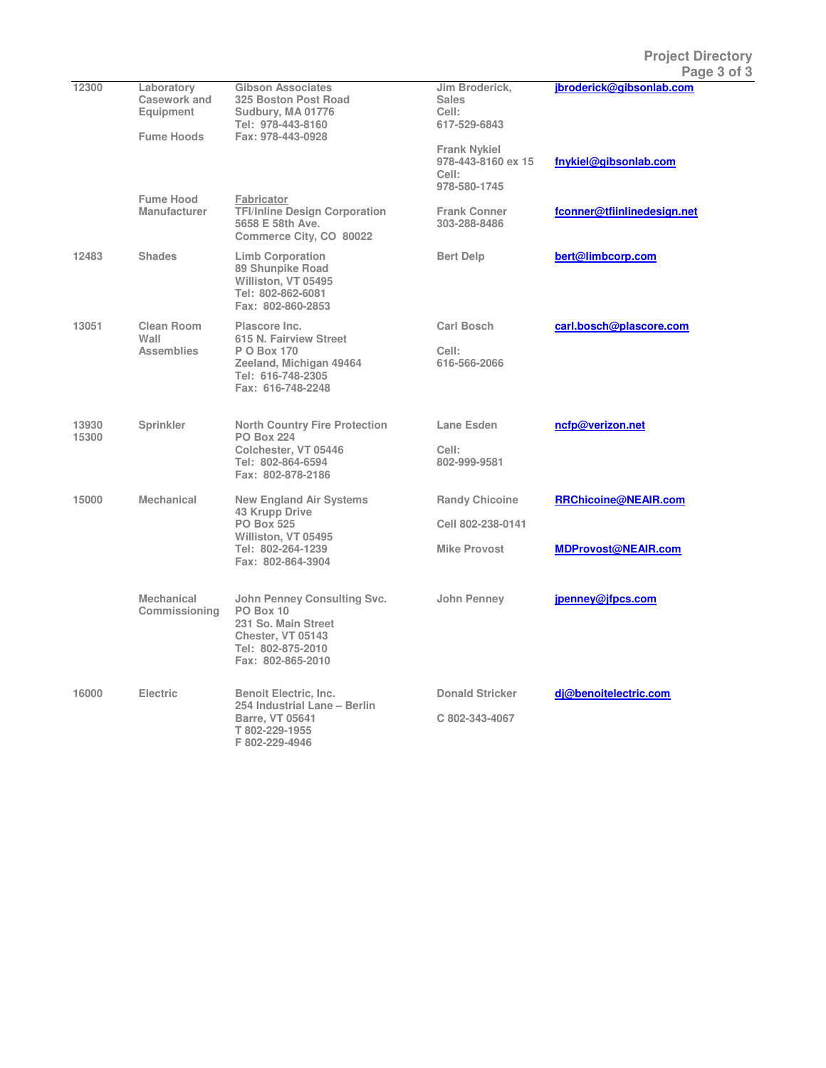| | | | | |
|---|---|---|---|---|
| 12300 | Laboratory Casework and Equipment<br><br>Fume Hoods | Gibson Associates<br>325 Boston Post Road<br>Sudbury, MA 01776<br>Tel: 978-443-8160<br>Fax: 978-443-0928 | Jim Broderick, Sales<br>Cell:<br>617-529-6843<br><br>Frank Nykiel<br>978-443-8160 ex 15<br>Cell:<br>978-580-1745 | jbroderick@gibsonlab.com<br><br>fnykiel@gibsonlab.com |
| | Fume Hood Manufacturer | Fabricator<br>TFI/Inline Design Corporation<br>5658 E 58th Ave.<br>Commerce City, CO 80022 | Frank Conner<br>303-288-8486 | fconner@tfiinlinedesign.net |
| 12483 | Shades | Limb Corporation<br>89 Shunpike Road<br>Williston, VT 05495<br>Tel: 802-862-6081<br>Fax: 802-860-2853 | Bert Delp | bert@limbcorp.com |
| 13051 | Clean Room Wall Assemblies | Plascore Inc.<br>615 N. Fairview Street<br>P O Box 170<br>Zeeland, Michigan 49464<br>Tel: 616-748-2305<br>Fax: 616-748-2248 | Carl Bosch<br><br>Cell:<br>616-566-2066 | carl.bosch@plascore.com |
| 13930<br>15300 | Sprinkler | North Country Fire Protection<br>PO Box 224<br>Colchester, VT 05446<br>Tel: 802-864-6594<br>Fax: 802-878-2186 | Lane Esden<br><br>Cell:<br>802-999-9581 | ncfp@verizon.net |
| 15000 | Mechanical | New England Air Systems<br>43 Krupp Drive<br>PO Box 525<br>Williston, VT 05495<br>Tel: 802-264-1239<br>Fax: 802-864-3904 | Randy Chicoine<br><br>Cell 802-238-0141<br><br>Mike Provost | RRChicoine@NEAIR.com<br><br>MDProvost@NEAIR.com |
| | Mechanical Commissioning | John Penney Consulting Svc.<br>PO Box 10<br>231 So. Main Street<br>Chester, VT 05143<br>Tel: 802-875-2010<br>Fax: 802-865-2010 | John Penney | jpenney@jfpcs.com |
| 16000 | Electric | Benoit Electric, Inc.<br>254 Industrial Lane – Berlin<br>Barre, VT 05641<br>T 802-229-1955<br>F 802-229-4946 | Donald Stricker<br><br>C 802-343-4067 | dj@benoitelectric.com |